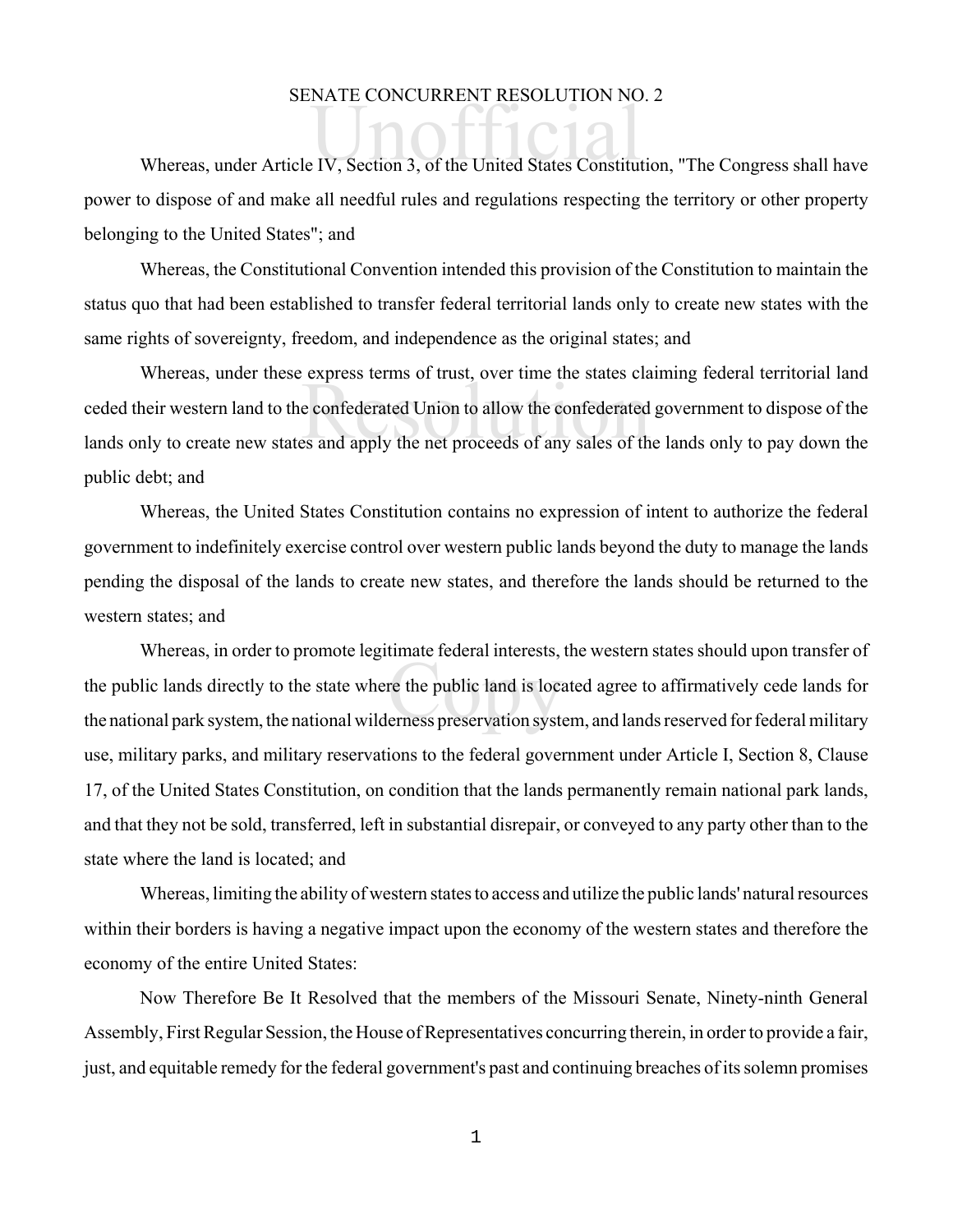# SENATE CONCURRENT RESOLUTION NO. 2

Whereas, under Article IV, Section 3, of the United States Constitution, "The Congress shall have power to dispose of and make all needful rules and regulations respecting the territory or other property belonging to the United States"; and

Whereas, the Constitutional Convention intended this provision of the Constitution to maintain the status quo that had been established to transfer federal territorial lands only to create new states with the same rights of sovereignty, freedom, and independence as the original states; and

Whereas, under these express terms of trust, over time the states claiming federal territorial land ceded their western land to the confederated Union to allow the confederated government to dispose of the lands only to create new states and apply the net proceeds of any sales of the lands only to pay down the public debt; and

Whereas, the United States Constitution contains no expression of intent to authorize the federal government to indefinitely exercise control over western public lands beyond the duty to manage the lands pending the disposal of the lands to create new states, and therefore the lands should be returned to the western states; and

Whereas, in order to promote legitimate federal interests, the western states should upon transfer of the public lands directly to the state where the public land is located agree to affirmatively cede lands for the national park system, the national wilderness preservation system, and lands reserved for federal military use, military parks, and military reservations to the federal government under Article I, Section 8, Clause 17, of the United States Constitution, on condition that the lands permanently remain national park lands, and that they not be sold, transferred, left in substantial disrepair, or conveyed to any party other than to the state where the land is located; and

Whereas, limiting the ability of western states to access and utilize the public lands' natural resources within their borders is having a negative impact upon the economy of the western states and therefore the economy of the entire United States:

Now Therefore Be It Resolved that the members of the Missouri Senate, Ninety-ninth General Assembly, First Regular Session, the House of Representatives concurring therein, in order to provide a fair, just, and equitable remedy for the federal government's past and continuing breaches of its solemn promises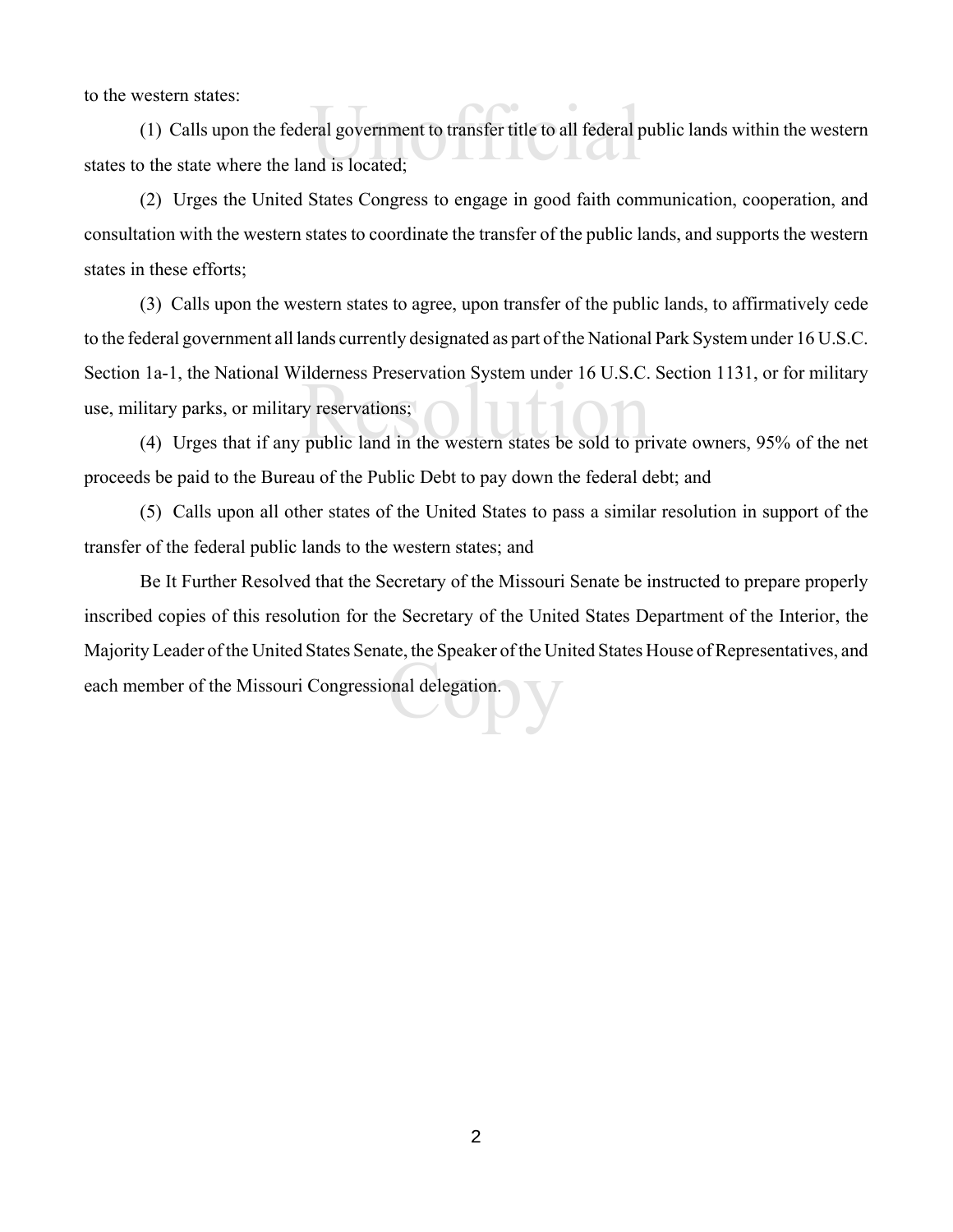to the western states:

(1) Calls upon the federal government to transfer title to all federal public lands within the western states to the state where the land is located;

(2) Urges the United States Congress to engage in good faith communication, cooperation, and consultation with the western states to coordinate the transfer of the public lands, and supports the western states in these efforts;

(3) Calls upon the western states to agree, upon transfer of the public lands, to affirmatively cede to the federal government all lands currently designated as part of the National Park System under 16 U.S.C. Section 1a-1, the National Wilderness Preservation System under 16 U.S.C. Section 1131, or for military use, military parks, or military reservations;

(4) Urges that if any public land in the western states be sold to private owners, 95% of the net proceeds be paid to the Bureau of the Public Debt to pay down the federal debt; and

(5) Calls upon all other states of the United States to pass a similar resolution in support of the transfer of the federal public lands to the western states; and

Be It Further Resolved that the Secretary of the Missouri Senate be instructed to prepare properly inscribed copies of this resolution for the Secretary of the United States Department of the Interior, the Majority Leader of the United States Senate, the Speaker of the United States House of Representatives, and each member of the Missouri Congressional delegation.